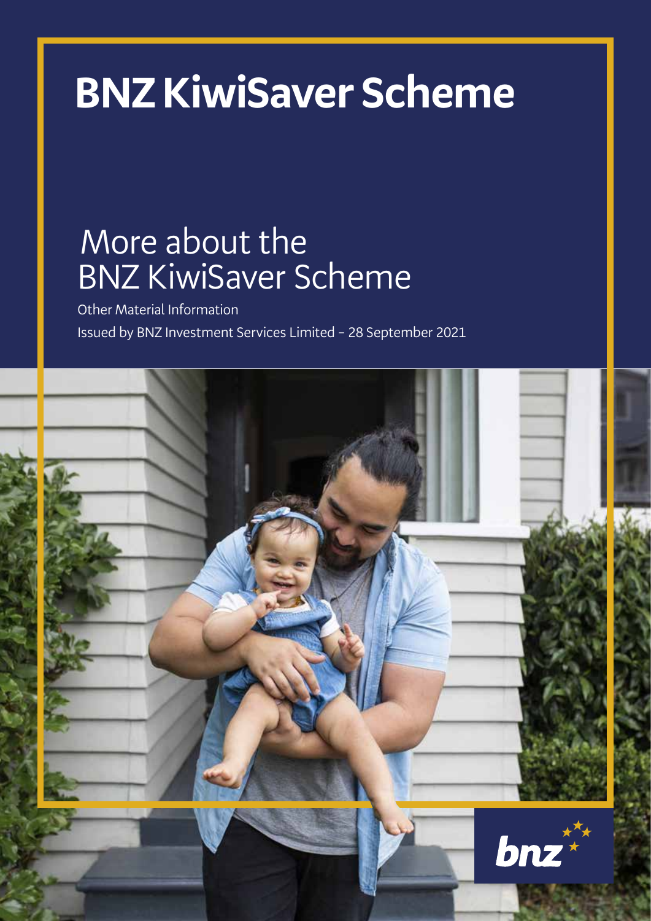# BNZ KiwiSaver Scheme

## More about the BNZ KiwiSaver Scheme

Other Material Information

Issued by BNZ Investment Services Limited – 28 September 2021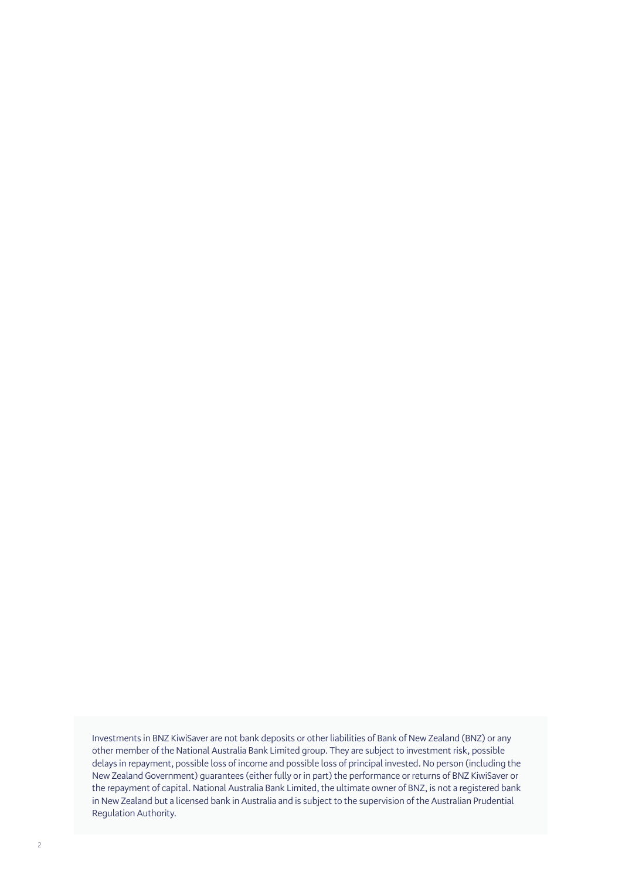Investments in BNZ KiwiSaver are not bank deposits or other liabilities of Bank of New Zealand (BNZ) or any other member of the National Australia Bank Limited group. They are subject to investment risk, possible delays in repayment, possible loss of income and possible loss of principal invested. No person (including the New Zealand Government) guarantees (either fully or in part) the performance or returns of BNZ KiwiSaver or the repayment of capital. National Australia Bank Limited, the ultimate owner of BNZ, is not a registered bank in New Zealand but a licensed bank in Australia and is subject to the supervision of the Australian Prudential Regulation Authority.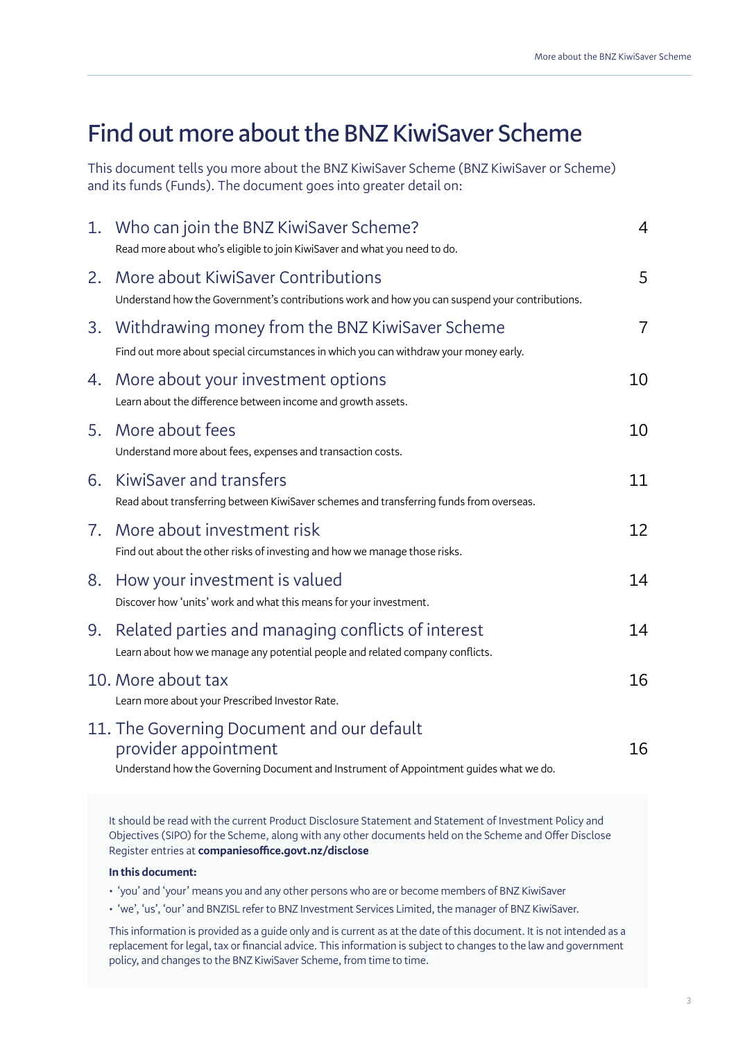# Find out more about the BNZ KiwiSaver Scheme

This document tells you more about the BNZ KiwiSaver Scheme (BNZ KiwiSaver or Scheme) and its funds (Funds). The document goes into greater detail on:

| | | |
|---|---|---|
| 1. | **Who can join the BNZ KiwiSaver Scheme?**<br>Read more about who's eligible to join KiwiSaver and what you need to do. | 4 |
| 2. | **More about KiwiSaver Contributions**<br>Understand how the Government's contributions work and how you can suspend your contributions. | 5 |
| 3. | **Withdrawing money from the BNZ KiwiSaver Scheme**<br>Find out more about special circumstances in which you can withdraw your money early. | 7 |
| 4. | **More about your investment options**<br>Learn about the difference between income and growth assets. | 10 |
| 5. | **More about fees**<br>Understand more about fees, expenses and transaction costs. | 10 |
| 6. | **KiwiSaver and transfers**<br>Read about transferring between KiwiSaver schemes and transferring funds from overseas. | 11 |
| 7. | **More about investment risk**<br>Find out about the other risks of investing and how we manage those risks. | 12 |
| 8. | **How your investment is valued**<br>Discover how 'units' work and what this means for your investment. | 14 |
| 9. | **Related parties and managing conflicts of interest**<br>Learn about how we manage any potential people and related company conflicts. | 14 |
| 10. | **More about tax**<br>Learn more about your Prescribed Investor Rate. | 16 |
| 11. | **The Governing Document and our default provider appointment**<br>Understand how the Governing Document and Instrument of Appointment guides what we do. | 16 |

It should be read with the current Product Disclosure Statement and Statement of Investment Policy and Objectives (SIPO) for the Scheme, along with any other documents held on the Scheme and Offer Disclose Register entries at **companiesoffice.govt.nz/disclose**

**In this document:**

- 'you' and 'your' means you and any other persons who are or become members of BNZ KiwiSaver
- 'we', 'us', 'our' and BNZISL refer to BNZ Investment Services Limited, the manager of BNZ KiwiSaver.

This information is provided as a guide only and is current as at the date of this document. It is not intended as a replacement for legal, tax or financial advice. This information is subject to changes to the law and government policy, and changes to the BNZ KiwiSaver Scheme, from time to time.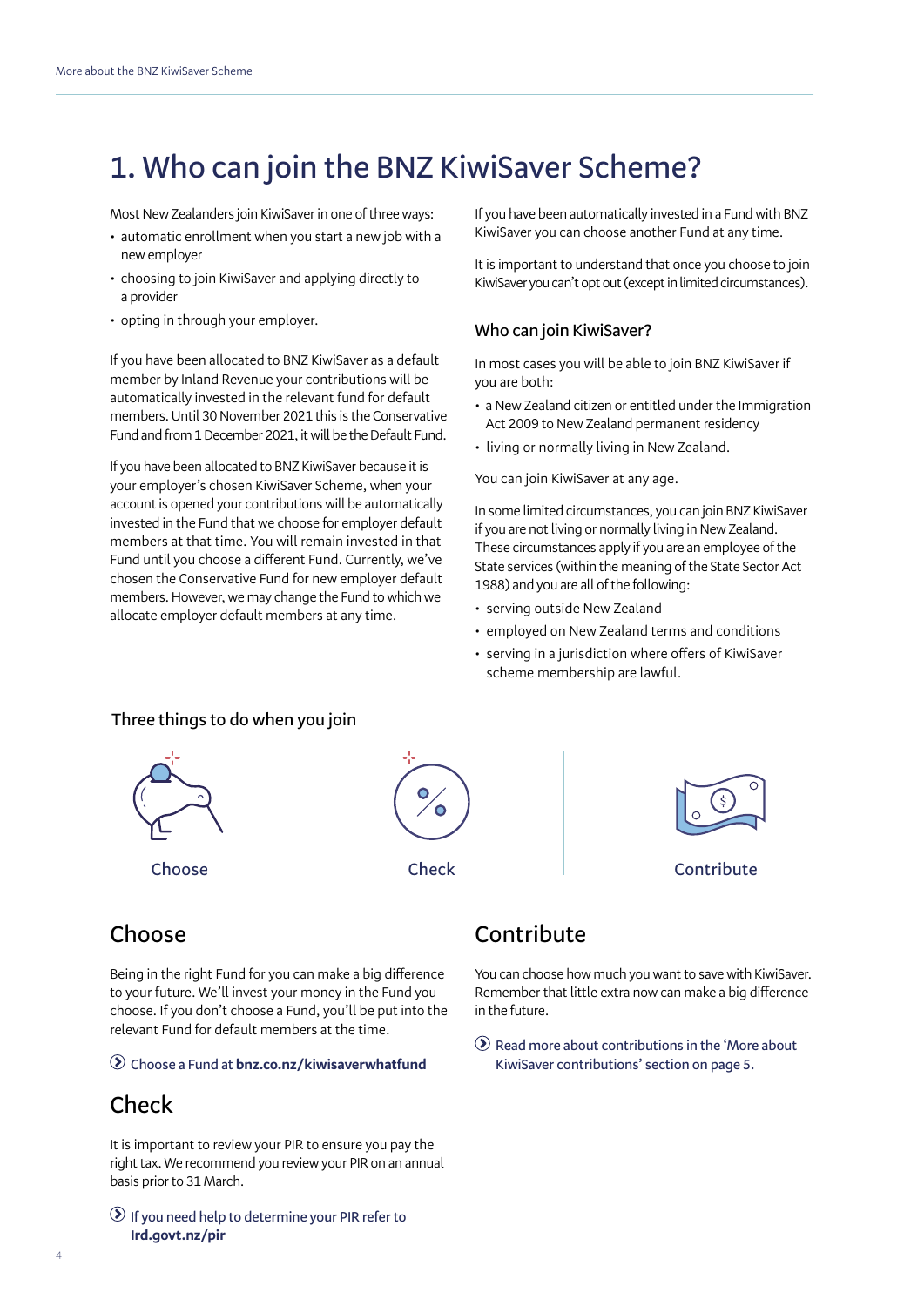# 1. Who can join the BNZ KiwiSaver Scheme?

Most New Zealanders join KiwiSaver in one of three ways:

- automatic enrollment when you start a new job with a new employer
- choosing to join KiwiSaver and applying directly to a provider
- opting in through your employer.

If you have been allocated to BNZ KiwiSaver as a default member by Inland Revenue your contributions will be automatically invested in the relevant fund for default members. Until 30 November 2021 this is the Conservative Fund and from 1 December 2021, it will be the Default Fund.

If you have been allocated to BNZ KiwiSaver because it is your employer's chosen KiwiSaver Scheme, when your account is opened your contributions will be automatically invested in the Fund that we choose for employer default members at that time. You will remain invested in that Fund until you choose a different Fund. Currently, we've chosen the Conservative Fund for new employer default members. However, we may change the Fund to which we allocate employer default members at any time.

If you have been automatically invested in a Fund with BNZ KiwiSaver you can choose another Fund at any time.

It is important to understand that once you choose to join KiwiSaver you can't opt out (except in limited circumstances).

### Who can join KiwiSaver?

In most cases you will be able to join BNZ KiwiSaver if you are both:

- a New Zealand citizen or entitled under the Immigration Act 2009 to New Zealand permanent residency
- living or normally living in New Zealand.

You can join KiwiSaver at any age.

In some limited circumstances, you can join BNZ KiwiSaver if you are not living or normally living in New Zealand. These circumstances apply if you are an employee of the State services (within the meaning of the State Sector Act 1988) and you are all of the following:

- serving outside New Zealand
- employed on New Zealand terms and conditions
- serving in a jurisdiction where offers of KiwiSaver scheme membership are lawful.

### Three things to do when you join

Choose | Check | Contribute

## Choose

Being in the right Fund for you can make a big difference to your future. We'll invest your money in the Fund you choose. If you don't choose a Fund, you'll be put into the relevant Fund for default members at the time.

Choose a Fund at **bnz.co.nz/kiwisaverwhatfund**

## Check

It is important to review your PIR to ensure you pay the right tax. We recommend you review your PIR on an annual basis prior to 31 March.

If you need help to determine your PIR refer to **Ird.govt.nz/pir**

## Contribute

You can choose how much you want to save with KiwiSaver. Remember that little extra now can make a big difference in the future.

Read more about contributions in the 'More about KiwiSaver contributions' section on page 5.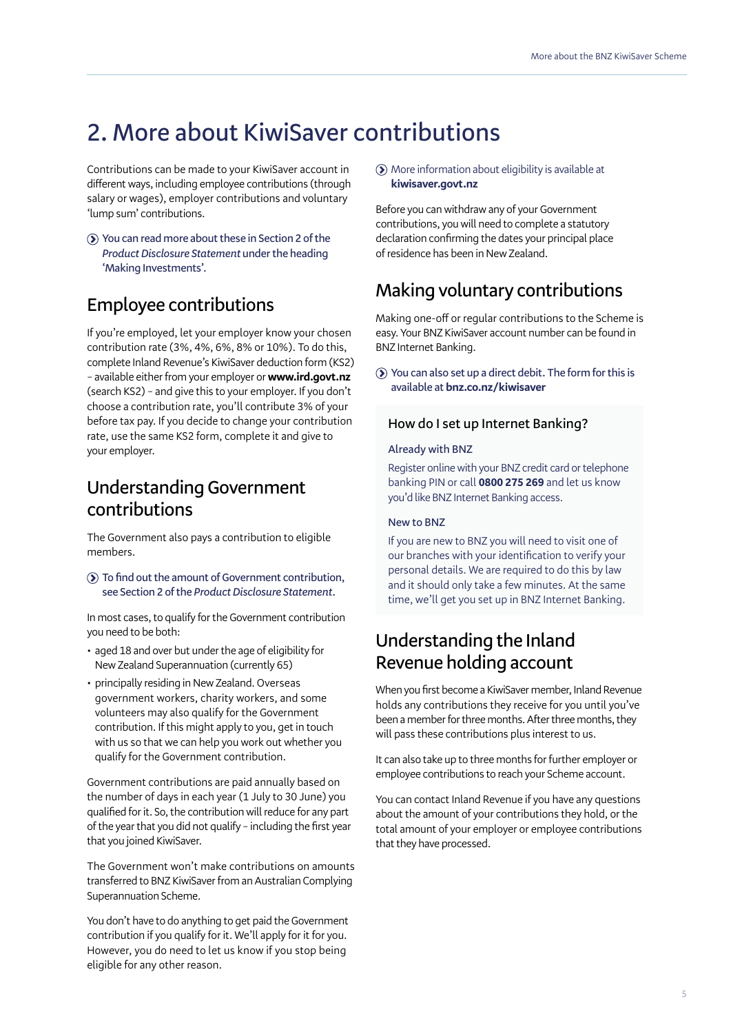# 2. More about KiwiSaver contributions

Contributions can be made to your KiwiSaver account in different ways, including employee contributions (through salary or wages), employer contributions and voluntary 'lump sum' contributions.

You can read more about these in Section 2 of the *Product Disclosure Statement* under the heading 'Making Investments'.

## Employee contributions

If you're employed, let your employer know your chosen contribution rate (3%, 4%, 6%, 8% or 10%). To do this, complete Inland Revenue's KiwiSaver deduction form (KS2) – available either from your employer or **www.ird.govt.nz** (search KS2) – and give this to your employer. If you don't choose a contribution rate, you'll contribute 3% of your before tax pay. If you decide to change your contribution rate, use the same KS2 form, complete it and give to your employer.

## Understanding Government contributions

The Government also pays a contribution to eligible members.

To find out the amount of Government contribution, see Section 2 of the *Product Disclosure Statement*.

In most cases, to qualify for the Government contribution you need to be both:

- aged 18 and over but under the age of eligibility for New Zealand Superannuation (currently 65)
- principally residing in New Zealand. Overseas government workers, charity workers, and some volunteers may also qualify for the Government contribution. If this might apply to you, get in touch with us so that we can help you work out whether you qualify for the Government contribution.

Government contributions are paid annually based on the number of days in each year (1 July to 30 June) you qualified for it. So, the contribution will reduce for any part of the year that you did not qualify – including the first year that you joined KiwiSaver.

The Government won't make contributions on amounts transferred to BNZ KiwiSaver from an Australian Complying Superannuation Scheme.

You don't have to do anything to get paid the Government contribution if you qualify for it. We'll apply for it for you. However, you do need to let us know if you stop being eligible for any other reason.

More information about eligibility is available at **kiwisaver.govt.nz**

Before you can withdraw any of your Government contributions, you will need to complete a statutory declaration confirming the dates your principal place of residence has been in New Zealand.

## Making voluntary contributions

Making one-off or regular contributions to the Scheme is easy. Your BNZ KiwiSaver account number can be found in BNZ Internet Banking.

You can also set up a direct debit. The form for this is available at **bnz.co.nz/kiwisaver**

### How do I set up Internet Banking?

**Already with BNZ**

Register online with your BNZ credit card or telephone banking PIN or call **0800 275 269** and let us know you'd like BNZ Internet Banking access.

**New to BNZ**

If you are new to BNZ you will need to visit one of our branches with your identification to verify your personal details. We are required to do this by law and it should only take a few minutes. At the same time, we'll get you set up in BNZ Internet Banking.

## Understanding the Inland Revenue holding account

When you first become a KiwiSaver member, Inland Revenue holds any contributions they receive for you until you've been a member for three months. After three months, they will pass these contributions plus interest to us.

It can also take up to three months for further employer or employee contributions to reach your Scheme account.

You can contact Inland Revenue if you have any questions about the amount of your contributions they hold, or the total amount of your employer or employee contributions that they have processed.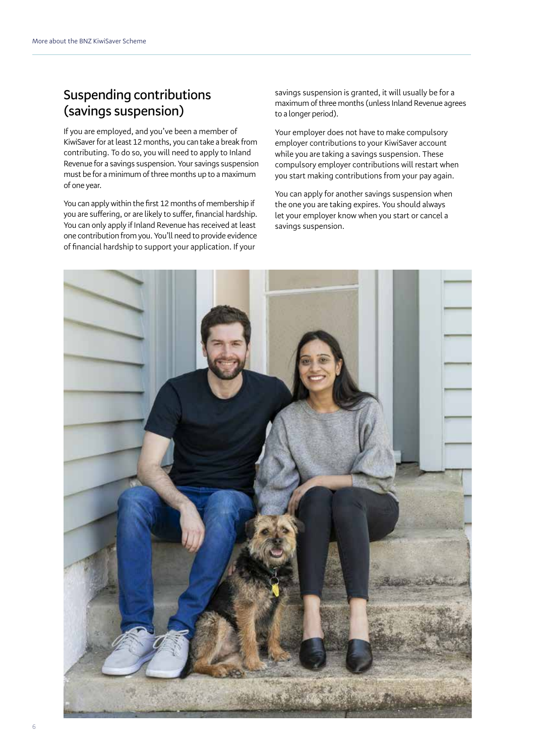## Suspending contributions (savings suspension)

If you are employed, and you've been a member of KiwiSaver for at least 12 months, you can take a break from contributing. To do so, you will need to apply to Inland Revenue for a savings suspension. Your savings suspension must be for a minimum of three months up to a maximum of one year.

You can apply within the first 12 months of membership if you are suffering, or are likely to suffer, financial hardship. You can only apply if Inland Revenue has received at least one contribution from you. You'll need to provide evidence of financial hardship to support your application. If your savings suspension is granted, it will usually be for a maximum of three months (unless Inland Revenue agrees to a longer period).

Your employer does not have to make compulsory employer contributions to your KiwiSaver account while you are taking a savings suspension. These compulsory employer contributions will restart when you start making contributions from your pay again.

You can apply for another savings suspension when the one you are taking expires. You should always let your employer know when you start or cancel a savings suspension.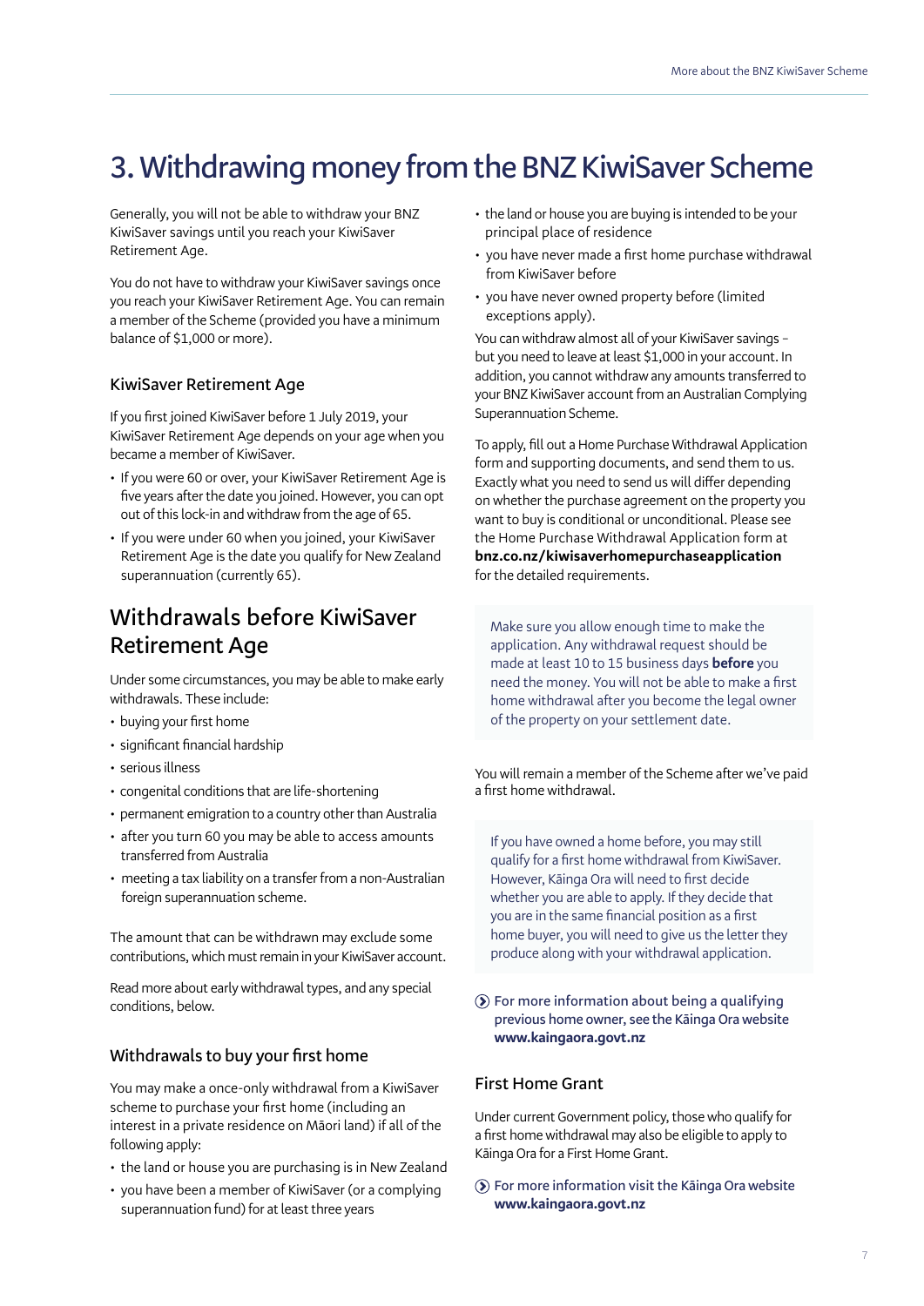# 3. Withdrawing money from the BNZ KiwiSaver Scheme

Generally, you will not be able to withdraw your BNZ KiwiSaver savings until you reach your KiwiSaver Retirement Age.

You do not have to withdraw your KiwiSaver savings once you reach your KiwiSaver Retirement Age. You can remain a member of the Scheme (provided you have a minimum balance of $1,000 or more).

### KiwiSaver Retirement Age

If you first joined KiwiSaver before 1 July 2019, your KiwiSaver Retirement Age depends on your age when you became a member of KiwiSaver.

- If you were 60 or over, your KiwiSaver Retirement Age is five years after the date you joined. However, you can opt out of this lock-in and withdraw from the age of 65.
- If you were under 60 when you joined, your KiwiSaver Retirement Age is the date you qualify for New Zealand superannuation (currently 65).

## Withdrawals before KiwiSaver Retirement Age

Under some circumstances, you may be able to make early withdrawals. These include:

- buying your first home
- significant financial hardship
- serious illness
- congenital conditions that are life-shortening
- permanent emigration to a country other than Australia
- after you turn 60 you may be able to access amounts transferred from Australia
- meeting a tax liability on a transfer from a non-Australian foreign superannuation scheme.

The amount that can be withdrawn may exclude some contributions, which must remain in your KiwiSaver account.

Read more about early withdrawal types, and any special conditions, below.

### Withdrawals to buy your first home

You may make a once-only withdrawal from a KiwiSaver scheme to purchase your first home (including an interest in a private residence on Māori land) if all of the following apply:

- the land or house you are purchasing is in New Zealand
- you have been a member of KiwiSaver (or a complying superannuation fund) for at least three years
- the land or house you are buying is intended to be your principal place of residence
- you have never made a first home purchase withdrawal from KiwiSaver before
- you have never owned property before (limited exceptions apply).

You can withdraw almost all of your KiwiSaver savings – but you need to leave at least $1,000 in your account. In addition, you cannot withdraw any amounts transferred to your BNZ KiwiSaver account from an Australian Complying Superannuation Scheme.

To apply, fill out a Home Purchase Withdrawal Application form and supporting documents, and send them to us. Exactly what you need to send us will differ depending on whether the purchase agreement on the property you want to buy is conditional or unconditional. Please see the Home Purchase Withdrawal Application form at **bnz.co.nz/kiwisaverhomepurchaseapplication** for the detailed requirements.

Make sure you allow enough time to make the application. Any withdrawal request should be made at least 10 to 15 business days **before** you need the money. You will not be able to make a first home withdrawal after you become the legal owner of the property on your settlement date.

You will remain a member of the Scheme after we've paid a first home withdrawal.

If you have owned a home before, you may still qualify for a first home withdrawal from KiwiSaver. However, Kāinga Ora will need to first decide whether you are able to apply. If they decide that you are in the same financial position as a first home buyer, you will need to give us the letter they produce along with your withdrawal application.

For more information about being a qualifying previous home owner, see the Kāinga Ora website **www.kaingaora.govt.nz**

### First Home Grant

Under current Government policy, those who qualify for a first home withdrawal may also be eligible to apply to Kāinga Ora for a First Home Grant.

For more information visit the Kāinga Ora website **www.kaingaora.govt.nz**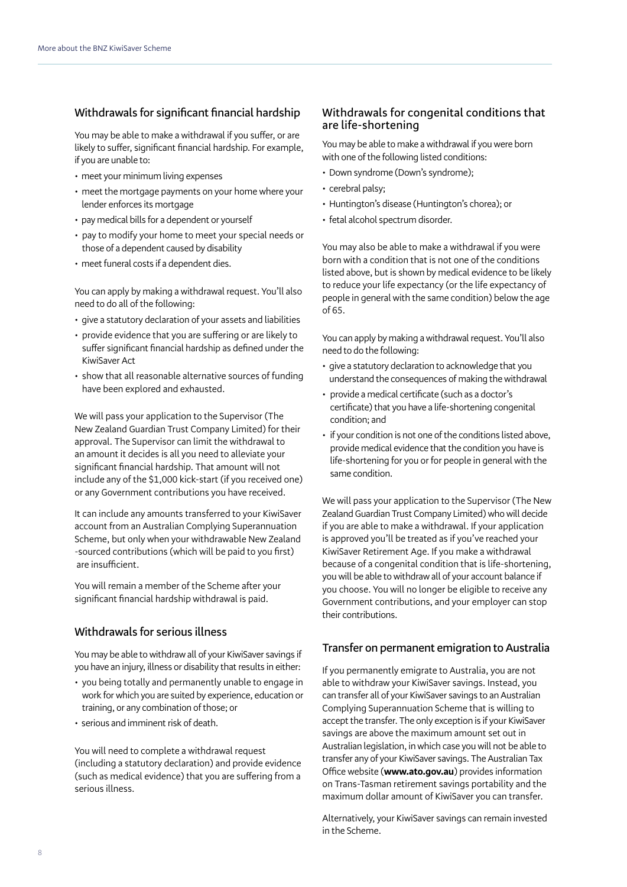## Withdrawals for significant financial hardship

You may be able to make a withdrawal if you suffer, or are likely to suffer, significant financial hardship. For example, if you are unable to:

- meet your minimum living expenses
- meet the mortgage payments on your home where your lender enforces its mortgage
- pay medical bills for a dependent or yourself
- pay to modify your home to meet your special needs or those of a dependent caused by disability
- meet funeral costs if a dependent dies.

You can apply by making a withdrawal request. You'll also need to do all of the following:

- give a statutory declaration of your assets and liabilities
- provide evidence that you are suffering or are likely to suffer significant financial hardship as defined under the KiwiSaver Act
- show that all reasonable alternative sources of funding have been explored and exhausted.

We will pass your application to the Supervisor (The New Zealand Guardian Trust Company Limited) for their approval. The Supervisor can limit the withdrawal to an amount it decides is all you need to alleviate your significant financial hardship. That amount will not include any of the $1,000 kick-start (if you received one) or any Government contributions you have received.

It can include any amounts transferred to your KiwiSaver account from an Australian Complying Superannuation Scheme, but only when your withdrawable New Zealand -sourced contributions (which will be paid to you first) are insufficient.

You will remain a member of the Scheme after your significant financial hardship withdrawal is paid.

## Withdrawals for serious illness

You may be able to withdraw all of your KiwiSaver savings if you have an injury, illness or disability that results in either:

- you being totally and permanently unable to engage in work for which you are suited by experience, education or training, or any combination of those; or
- serious and imminent risk of death.

You will need to complete a withdrawal request (including a statutory declaration) and provide evidence (such as medical evidence) that you are suffering from a serious illness.

## Withdrawals for congenital conditions that are life-shortening

You may be able to make a withdrawal if you were born with one of the following listed conditions:

- Down syndrome (Down's syndrome);
- cerebral palsy;
- Huntington's disease (Huntington's chorea); or
- fetal alcohol spectrum disorder.

You may also be able to make a withdrawal if you were born with a condition that is not one of the conditions listed above, but is shown by medical evidence to be likely to reduce your life expectancy (or the life expectancy of people in general with the same condition) below the age of 65.

You can apply by making a withdrawal request. You'll also need to do the following:

- give a statutory declaration to acknowledge that you understand the consequences of making the withdrawal
- provide a medical certificate (such as a doctor's certificate) that you have a life-shortening congenital condition; and
- if your condition is not one of the conditions listed above, provide medical evidence that the condition you have is life-shortening for you or for people in general with the same condition.

We will pass your application to the Supervisor (The New Zealand Guardian Trust Company Limited) who will decide if you are able to make a withdrawal. If your application is approved you'll be treated as if you've reached your KiwiSaver Retirement Age. If you make a withdrawal because of a congenital condition that is life-shortening, you will be able to withdraw all of your account balance if you choose. You will no longer be eligible to receive any Government contributions, and your employer can stop their contributions.

## Transfer on permanent emigration to Australia

If you permanently emigrate to Australia, you are not able to withdraw your KiwiSaver savings. Instead, you can transfer all of your KiwiSaver savings to an Australian Complying Superannuation Scheme that is willing to accept the transfer. The only exception is if your KiwiSaver savings are above the maximum amount set out in Australian legislation, in which case you will not be able to transfer any of your KiwiSaver savings. The Australian Tax Office website (**www.ato.gov.au**) provides information on Trans-Tasman retirement savings portability and the maximum dollar amount of KiwiSaver you can transfer.

Alternatively, your KiwiSaver savings can remain invested in the Scheme.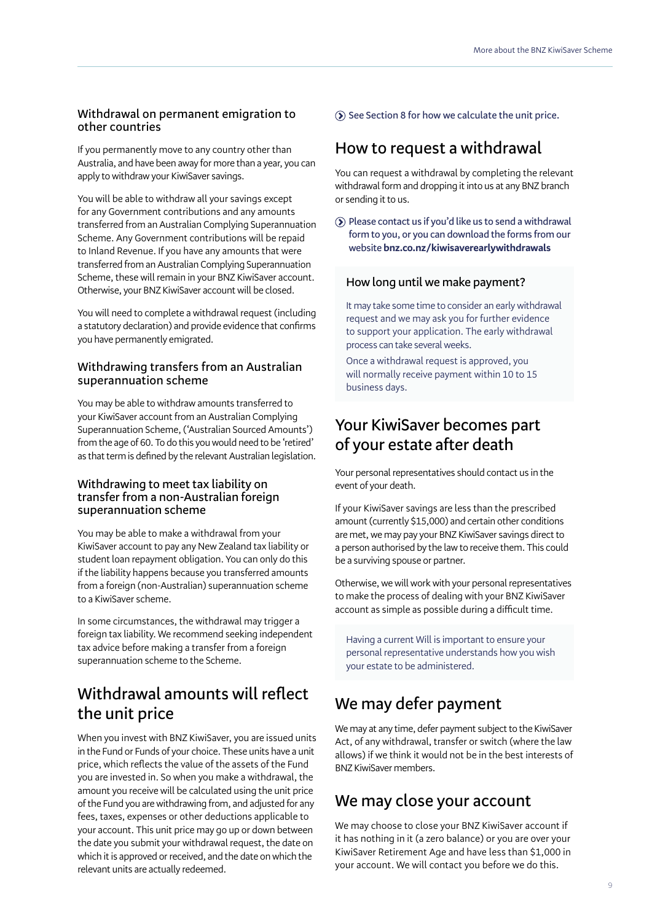### Withdrawal on permanent emigration to other countries

If you permanently move to any country other than Australia, and have been away for more than a year, you can apply to withdraw your KiwiSaver savings.

You will be able to withdraw all your savings except for any Government contributions and any amounts transferred from an Australian Complying Superannuation Scheme. Any Government contributions will be repaid to Inland Revenue. If you have any amounts that were transferred from an Australian Complying Superannuation Scheme, these will remain in your BNZ KiwiSaver account. Otherwise, your BNZ KiwiSaver account will be closed.

You will need to complete a withdrawal request (including a statutory declaration) and provide evidence that confirms you have permanently emigrated.

### Withdrawing transfers from an Australian superannuation scheme

You may be able to withdraw amounts transferred to your KiwiSaver account from an Australian Complying Superannuation Scheme, ('Australian Sourced Amounts') from the age of 60. To do this you would need to be 'retired' as that term is defined by the relevant Australian legislation.

### Withdrawing to meet tax liability on transfer from a non-Australian foreign superannuation scheme

You may be able to make a withdrawal from your KiwiSaver account to pay any New Zealand tax liability or student loan repayment obligation. You can only do this if the liability happens because you transferred amounts from a foreign (non-Australian) superannuation scheme to a KiwiSaver scheme.

In some circumstances, the withdrawal may trigger a foreign tax liability. We recommend seeking independent tax advice before making a transfer from a foreign superannuation scheme to the Scheme.

## Withdrawal amounts will reflect the unit price

When you invest with BNZ KiwiSaver, you are issued units in the Fund or Funds of your choice. These units have a unit price, which reflects the value of the assets of the Fund you are invested in. So when you make a withdrawal, the amount you receive will be calculated using the unit price of the Fund you are withdrawing from, and adjusted for any fees, taxes, expenses or other deductions applicable to your account. This unit price may go up or down between the date you submit your withdrawal request, the date on which it is approved or received, and the date on which the relevant units are actually redeemed.

See Section 8 for how we calculate the unit price.

## How to request a withdrawal

You can request a withdrawal by completing the relevant withdrawal form and dropping it into us at any BNZ branch or sending it to us.

Please contact us if you'd like us to send a withdrawal form to you, or you can download the forms from our website **bnz.co.nz/kiwisaverearlywithdrawals**

### How long until we make payment?

It may take some time to consider an early withdrawal request and we may ask you for further evidence to support your application. The early withdrawal process can take several weeks.

Once a withdrawal request is approved, you will normally receive payment within 10 to 15 business days.

## Your KiwiSaver becomes part of your estate after death

Your personal representatives should contact us in the event of your death.

If your KiwiSaver savings are less than the prescribed amount (currently $15,000) and certain other conditions are met, we may pay your BNZ KiwiSaver savings direct to a person authorised by the law to receive them. This could be a surviving spouse or partner.

Otherwise, we will work with your personal representatives to make the process of dealing with your BNZ KiwiSaver account as simple as possible during a difficult time.

Having a current Will is important to ensure your personal representative understands how you wish your estate to be administered.

## We may defer payment

We may at any time, defer payment subject to the KiwiSaver Act, of any withdrawal, transfer or switch (where the law allows) if we think it would not be in the best interests of BNZ KiwiSaver members.

## We may close your account

We may choose to close your BNZ KiwiSaver account if it has nothing in it (a zero balance) or you are over your KiwiSaver Retirement Age and have less than $1,000 in your account. We will contact you before we do this.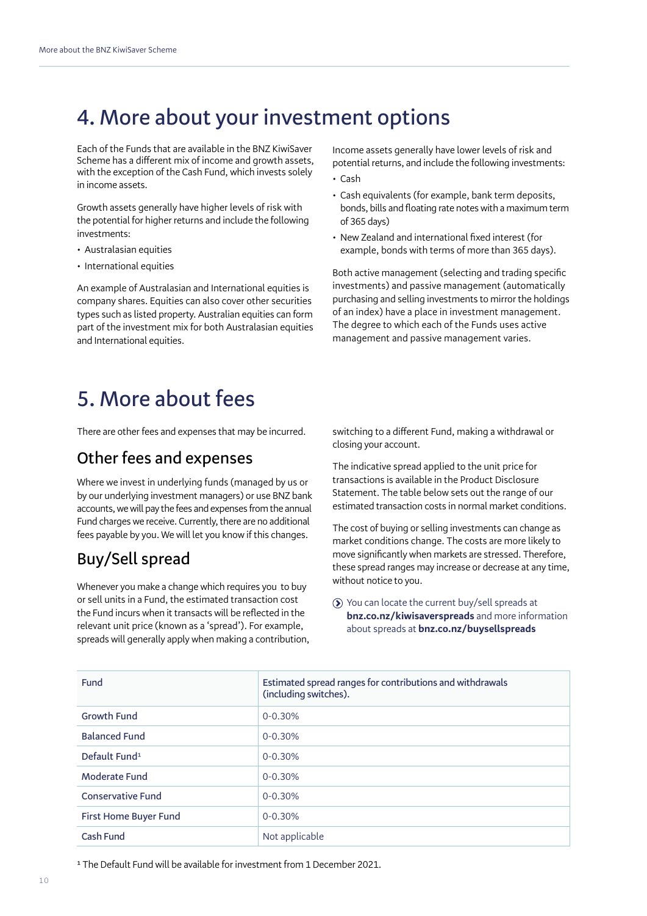# 4. More about your investment options

Each of the Funds that are available in the BNZ KiwiSaver Scheme has a different mix of income and growth assets, with the exception of the Cash Fund, which invests solely in income assets.

Growth assets generally have higher levels of risk with the potential for higher returns and include the following investments:

- Australasian equities
- International equities

An example of Australasian and International equities is company shares. Equities can also cover other securities types such as listed property. Australian equities can form part of the investment mix for both Australasian equities and International equities.

Income assets generally have lower levels of risk and potential returns, and include the following investments:

- Cash
- Cash equivalents (for example, bank term deposits, bonds, bills and floating rate notes with a maximum term of 365 days)
- New Zealand and international fixed interest (for example, bonds with terms of more than 365 days).

Both active management (selecting and trading specific investments) and passive management (automatically purchasing and selling investments to mirror the holdings of an index) have a place in investment management. The degree to which each of the Funds uses active management and passive management varies.

# 5. More about fees

There are other fees and expenses that may be incurred.

## Other fees and expenses

Where we invest in underlying funds (managed by us or by our underlying investment managers) or use BNZ bank accounts, we will pay the fees and expenses from the annual Fund charges we receive. Currently, there are no additional fees payable by you. We will let you know if this changes.

## Buy/Sell spread

Whenever you make a change which requires you to buy or sell units in a Fund, the estimated transaction cost the Fund incurs when it transacts will be reflected in the relevant unit price (known as a 'spread'). For example, spreads will generally apply when making a contribution, switching to a different Fund, making a withdrawal or closing your account.

The indicative spread applied to the unit price for transactions is available in the Product Disclosure Statement. The table below sets out the range of our estimated transaction costs in normal market conditions.

The cost of buying or selling investments can change as market conditions change. The costs are more likely to move significantly when markets are stressed. Therefore, these spread ranges may increase or decrease at any time, without notice to you.

You can locate the current buy/sell spreads at **bnz.co.nz/kiwisaverspreads** and more information about spreads at **bnz.co.nz/buysellspreads**

| Fund | Estimated spread ranges for contributions and withdrawals (including switches). |
|---|---|
| Growth Fund | 0-0.30% |
| Balanced Fund | 0-0.30% |
| Default Fund[1] | 0-0.30% |
| Moderate Fund | 0-0.30% |
| Conservative Fund | 0-0.30% |
| First Home Buyer Fund | 0-0.30% |
| Cash Fund | Not applicable |

[1] The Default Fund will be available for investment from 1 December 2021.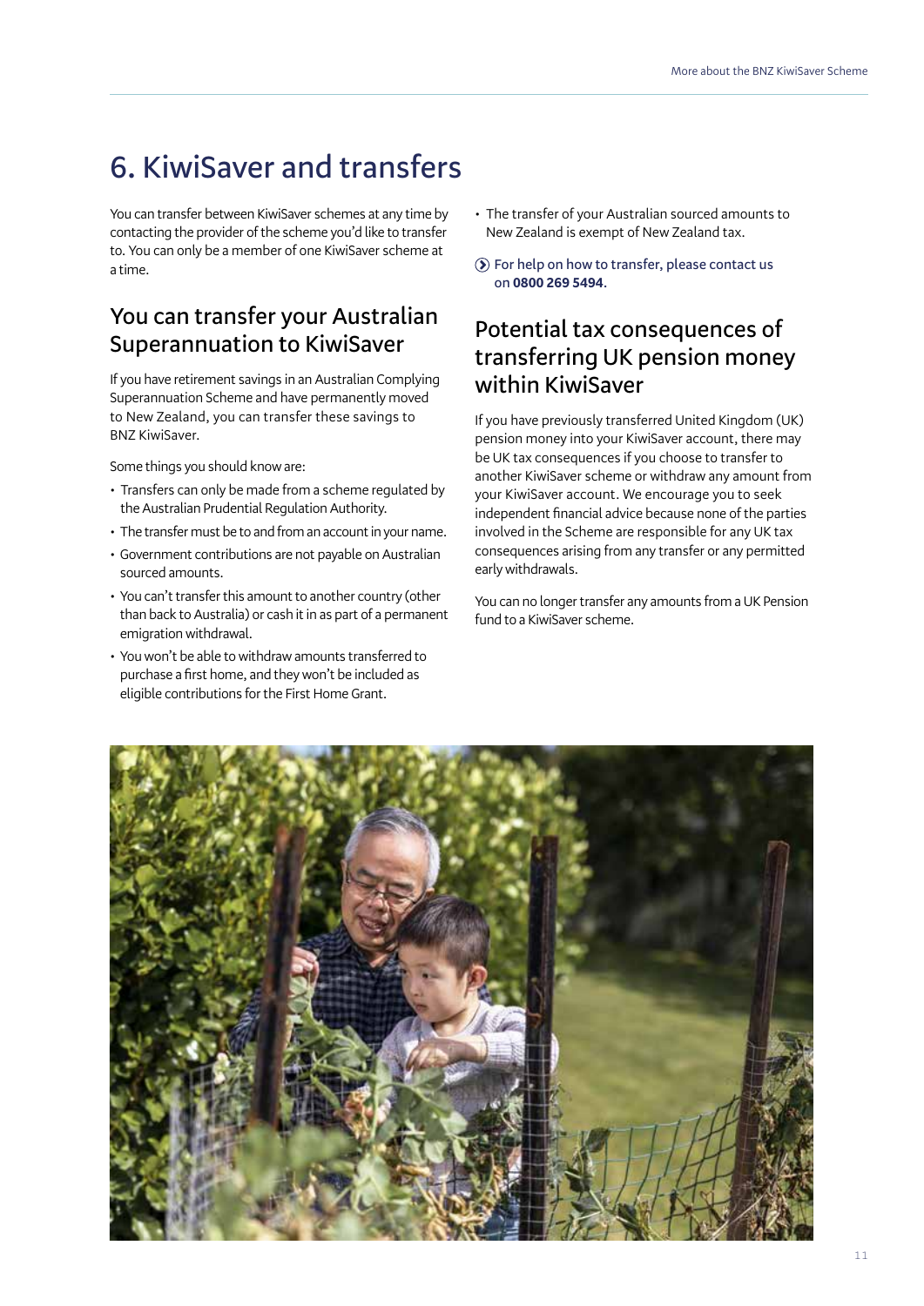# 6. KiwiSaver and transfers

You can transfer between KiwiSaver schemes at any time by contacting the provider of the scheme you'd like to transfer to. You can only be a member of one KiwiSaver scheme at a time.

## You can transfer your Australian Superannuation to KiwiSaver

If you have retirement savings in an Australian Complying Superannuation Scheme and have permanently moved to New Zealand, you can transfer these savings to BNZ KiwiSaver.

Some things you should know are:

- Transfers can only be made from a scheme regulated by the Australian Prudential Regulation Authority.
- The transfer must be to and from an account in your name.
- Government contributions are not payable on Australian sourced amounts.
- You can't transfer this amount to another country (other than back to Australia) or cash it in as part of a permanent emigration withdrawal.
- You won't be able to withdraw amounts transferred to purchase a first home, and they won't be included as eligible contributions for the First Home Grant.
- The transfer of your Australian sourced amounts to New Zealand is exempt of New Zealand tax.

For help on how to transfer, please contact us on **0800 269 5494**.

## Potential tax consequences of transferring UK pension money within KiwiSaver

If you have previously transferred United Kingdom (UK) pension money into your KiwiSaver account, there may be UK tax consequences if you choose to transfer to another KiwiSaver scheme or withdraw any amount from your KiwiSaver account. We encourage you to seek independent financial advice because none of the parties involved in the Scheme are responsible for any UK tax consequences arising from any transfer or any permitted early withdrawals.

You can no longer transfer any amounts from a UK Pension fund to a KiwiSaver scheme.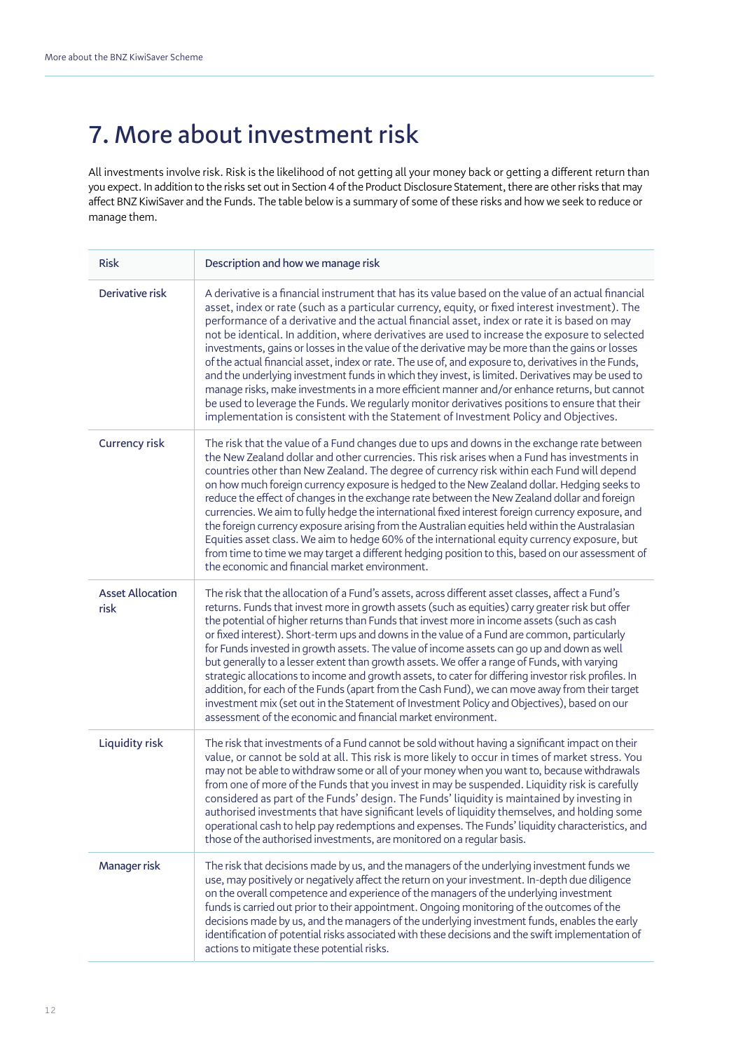# 7. More about investment risk

All investments involve risk. Risk is the likelihood of not getting all your money back or getting a different return than you expect. In addition to the risks set out in Section 4 of the Product Disclosure Statement, there are other risks that may affect BNZ KiwiSaver and the Funds. The table below is a summary of some of these risks and how we seek to reduce or manage them.

| Risk | Description and how we manage risk |
|---|---|
| Derivative risk | A derivative is a financial instrument that has its value based on the value of an actual financial asset, index or rate (such as a particular currency, equity, or fixed interest investment). The performance of a derivative and the actual financial asset, index or rate it is based on may not be identical. In addition, where derivatives are used to increase the exposure to selected investments, gains or losses in the value of the derivative may be more than the gains or losses of the actual financial asset, index or rate. The use of, and exposure to, derivatives in the Funds, and the underlying investment funds in which they invest, is limited. Derivatives may be used to manage risks, make investments in a more efficient manner and/or enhance returns, but cannot be used to leverage the Funds. We regularly monitor derivatives positions to ensure that their implementation is consistent with the Statement of Investment Policy and Objectives. |
| Currency risk | The risk that the value of a Fund changes due to ups and downs in the exchange rate between the New Zealand dollar and other currencies. This risk arises when a Fund has investments in countries other than New Zealand. The degree of currency risk within each Fund will depend on how much foreign currency exposure is hedged to the New Zealand dollar. Hedging seeks to reduce the effect of changes in the exchange rate between the New Zealand dollar and foreign currencies. We aim to fully hedge the international fixed interest foreign currency exposure, and the foreign currency exposure arising from the Australian equities held within the Australasian Equities asset class. We aim to hedge 60% of the international equity currency exposure, but from time to time we may target a different hedging position to this, based on our assessment of the economic and financial market environment. |
| Asset Allocation risk | The risk that the allocation of a Fund's assets, across different asset classes, affect a Fund's returns. Funds that invest more in growth assets (such as equities) carry greater risk but offer the potential of higher returns than Funds that invest more in income assets (such as cash or fixed interest). Short-term ups and downs in the value of a Fund are common, particularly for Funds invested in growth assets. The value of income assets can go up and down as well but generally to a lesser extent than growth assets. We offer a range of Funds, with varying strategic allocations to income and growth assets, to cater for differing investor risk profiles. In addition, for each of the Funds (apart from the Cash Fund), we can move away from their target investment mix (set out in the Statement of Investment Policy and Objectives), based on our assessment of the economic and financial market environment. |
| Liquidity risk | The risk that investments of a Fund cannot be sold without having a significant impact on their value, or cannot be sold at all. This risk is more likely to occur in times of market stress. You may not be able to withdraw some or all of your money when you want to, because withdrawals from one of more of the Funds that you invest in may be suspended. Liquidity risk is carefully considered as part of the Funds' design. The Funds' liquidity is maintained by investing in authorised investments that have significant levels of liquidity themselves, and holding some operational cash to help pay redemptions and expenses. The Funds' liquidity characteristics, and those of the authorised investments, are monitored on a regular basis. |
| Manager risk | The risk that decisions made by us, and the managers of the underlying investment funds we use, may positively or negatively affect the return on your investment. In-depth due diligence on the overall competence and experience of the managers of the underlying investment funds is carried out prior to their appointment. Ongoing monitoring of the outcomes of the decisions made by us, and the managers of the underlying investment funds, enables the early identification of potential risks associated with these decisions and the swift implementation of actions to mitigate these potential risks. |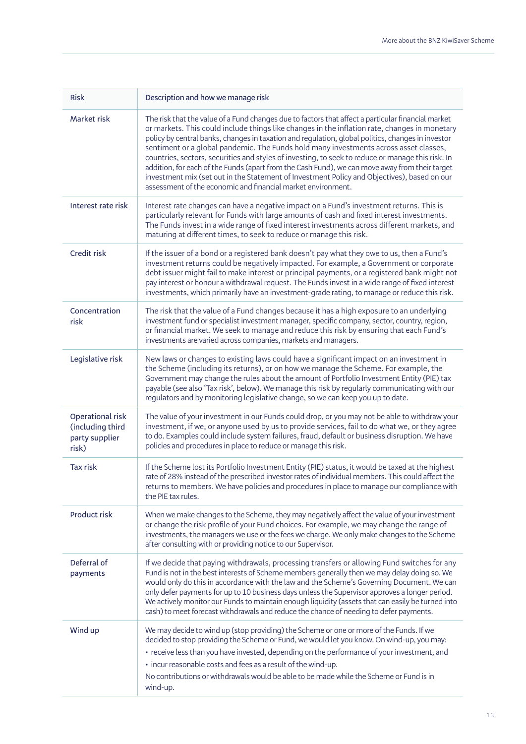| Risk | Description and how we manage risk |
|---|---|
| Market risk | The risk that the value of a Fund changes due to factors that affect a particular financial market or markets. This could include things like changes in the inflation rate, changes in monetary policy by central banks, changes in taxation and regulation, global politics, changes in investor sentiment or a global pandemic. The Funds hold many investments across asset classes, countries, sectors, securities and styles of investing, to seek to reduce or manage this risk. In addition, for each of the Funds (apart from the Cash Fund), we can move away from their target investment mix (set out in the Statement of Investment Policy and Objectives), based on our assessment of the economic and financial market environment. |
| Interest rate risk | Interest rate changes can have a negative impact on a Fund's investment returns. This is particularly relevant for Funds with large amounts of cash and fixed interest investments. The Funds invest in a wide range of fixed interest investments across different markets, and maturing at different times, to seek to reduce or manage this risk. |
| Credit risk | If the issuer of a bond or a registered bank doesn't pay what they owe to us, then a Fund's investment returns could be negatively impacted. For example, a Government or corporate debt issuer might fail to make interest or principal payments, or a registered bank might not pay interest or honour a withdrawal request. The Funds invest in a wide range of fixed interest investments, which primarily have an investment-grade rating, to manage or reduce this risk. |
| Concentration risk | The risk that the value of a Fund changes because it has a high exposure to an underlying investment fund or specialist investment manager, specific company, sector, country, region, or financial market. We seek to manage and reduce this risk by ensuring that each Fund's investments are varied across companies, markets and managers. |
| Legislative risk | New laws or changes to existing laws could have a significant impact on an investment in the Scheme (including its returns), or on how we manage the Scheme. For example, the Government may change the rules about the amount of Portfolio Investment Entity (PIE) tax payable (see also 'Tax risk', below). We manage this risk by regularly communicating with our regulators and by monitoring legislative change, so we can keep you up to date. |
| Operational risk (including third party supplier risk) | The value of your investment in our Funds could drop, or you may not be able to withdraw your investment, if we, or anyone used by us to provide services, fail to do what we, or they agree to do. Examples could include system failures, fraud, default or business disruption. We have policies and procedures in place to reduce or manage this risk. |
| Tax risk | If the Scheme lost its Portfolio Investment Entity (PIE) status, it would be taxed at the highest rate of 28% instead of the prescribed investor rates of individual members. This could affect the returns to members. We have policies and procedures in place to manage our compliance with the PIE tax rules. |
| Product risk | When we make changes to the Scheme, they may negatively affect the value of your investment or change the risk profile of your Fund choices. For example, we may change the range of investments, the managers we use or the fees we charge. We only make changes to the Scheme after consulting with or providing notice to our Supervisor. |
| Deferral of payments | If we decide that paying withdrawals, processing transfers or allowing Fund switches for any Fund is not in the best interests of Scheme members generally then we may delay doing so. We would only do this in accordance with the law and the Scheme's Governing Document. We can only defer payments for up to 10 business days unless the Supervisor approves a longer period. We actively monitor our Funds to maintain enough liquidity (assets that can easily be turned into cash) to meet forecast withdrawals and reduce the chance of needing to defer payments. |
| Wind up | We may decide to wind up (stop providing) the Scheme or one or more of the Funds. If we decided to stop providing the Scheme or Fund, we would let you know. On wind-up, you may:<br>• receive less than you have invested, depending on the performance of your investment, and<br>• incur reasonable costs and fees as a result of the wind-up.<br>No contributions or withdrawals would be able to be made while the Scheme or Fund is in wind-up. |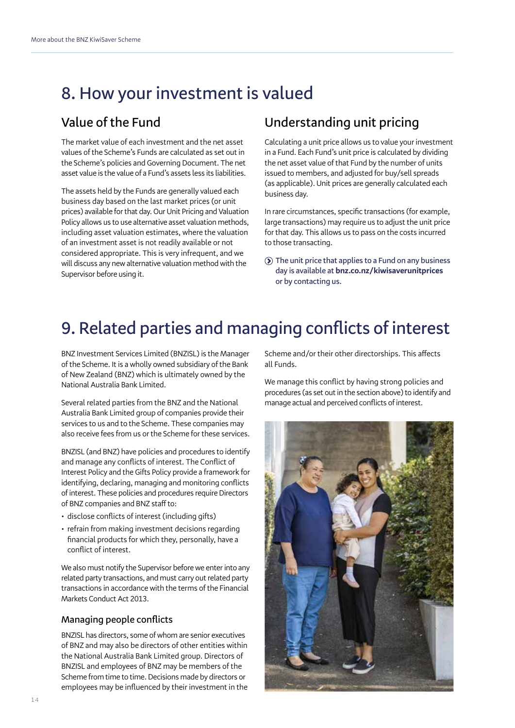# 8. How your investment is valued

## Value of the Fund

The market value of each investment and the net asset values of the Scheme's Funds are calculated as set out in the Scheme's policies and Governing Document. The net asset value is the value of a Fund's assets less its liabilities.

The assets held by the Funds are generally valued each business day based on the last market prices (or unit prices) available for that day. Our Unit Pricing and Valuation Policy allows us to use alternative asset valuation methods, including asset valuation estimates, where the valuation of an investment asset is not readily available or not considered appropriate. This is very infrequent, and we will discuss any new alternative valuation method with the Supervisor before using it.

## Understanding unit pricing

Calculating a unit price allows us to value your investment in a Fund. Each Fund's unit price is calculated by dividing the net asset value of that Fund by the number of units issued to members, and adjusted for buy/sell spreads (as applicable). Unit prices are generally calculated each business day.

In rare circumstances, specific transactions (for example, large transactions) may require us to adjust the unit price for that day. This allows us to pass on the costs incurred to those transacting.

The unit price that applies to a Fund on any business day is available at **bnz.co.nz/kiwisaverunitprices** or by contacting us.

# 9. Related parties and managing conflicts of interest

BNZ Investment Services Limited (BNZISL) is the Manager of the Scheme. It is a wholly owned subsidiary of the Bank of New Zealand (BNZ) which is ultimately owned by the National Australia Bank Limited.

Several related parties from the BNZ and the National Australia Bank Limited group of companies provide their services to us and to the Scheme. These companies may also receive fees from us or the Scheme for these services.

BNZISL (and BNZ) have policies and procedures to identify and manage any conflicts of interest. The Conflict of Interest Policy and the Gifts Policy provide a framework for identifying, declaring, managing and monitoring conflicts of interest. These policies and procedures require Directors of BNZ companies and BNZ staff to:

- disclose conflicts of interest (including gifts)
- refrain from making investment decisions regarding financial products for which they, personally, have a conflict of interest.

We also must notify the Supervisor before we enter into any related party transactions, and must carry out related party transactions in accordance with the terms of the Financial Markets Conduct Act 2013.

### Managing people conflicts

BNZISL has directors, some of whom are senior executives of BNZ and may also be directors of other entities within the National Australia Bank Limited group. Directors of BNZISL and employees of BNZ may be members of the Scheme from time to time. Decisions made by directors or employees may be influenced by their investment in the Scheme and/or their other directorships. This affects all Funds.

We manage this conflict by having strong policies and procedures (as set out in the section above) to identify and manage actual and perceived conflicts of interest.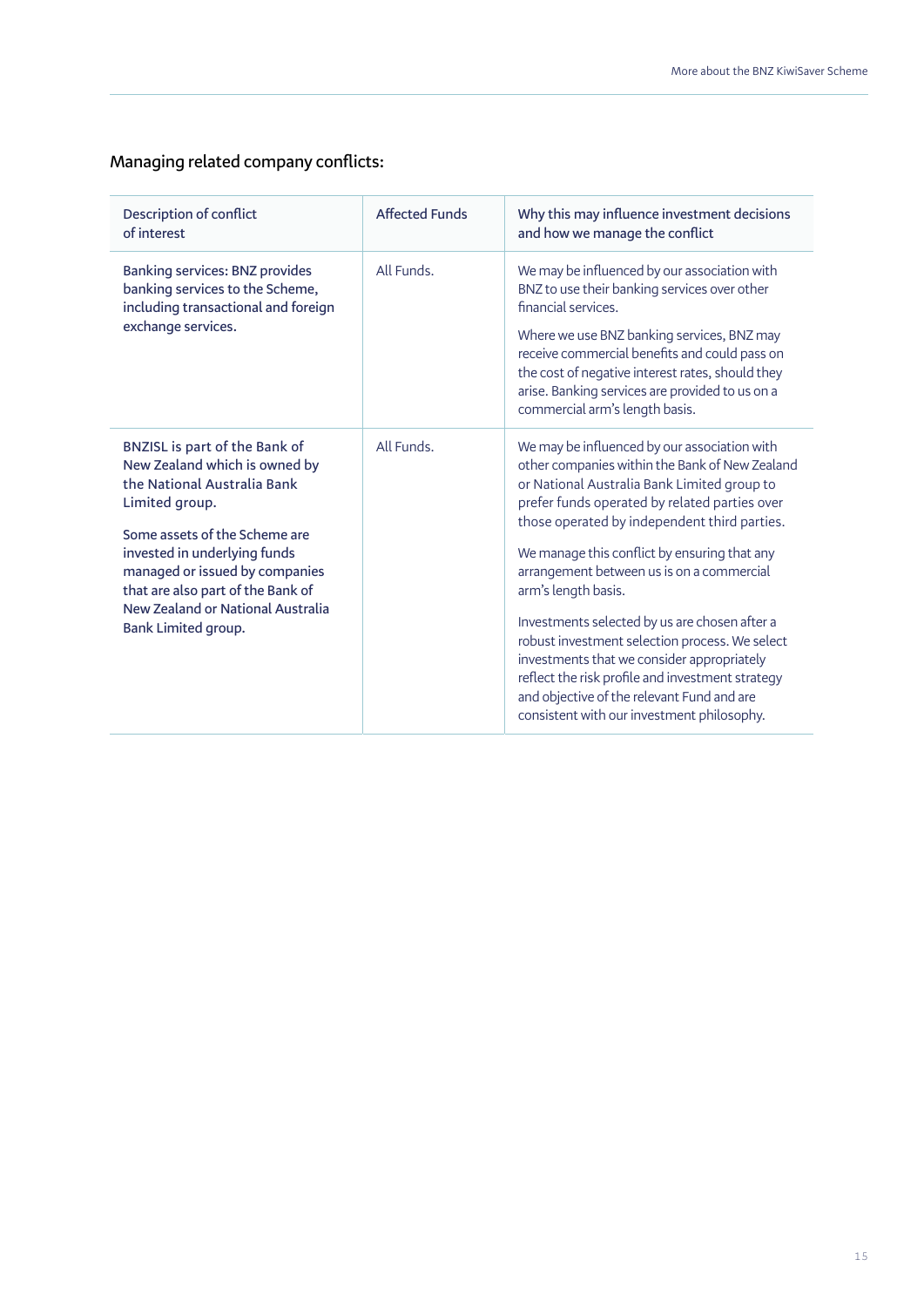## Managing related company conflicts:

| Description of conflict of interest | Affected Funds | Why this may influence investment decisions and how we manage the conflict |
|---|---|---|
| Banking services: BNZ provides banking services to the Scheme, including transactional and foreign exchange services. | All Funds. | We may be influenced by our association with BNZ to use their banking services over other financial services.<br><br>Where we use BNZ banking services, BNZ may receive commercial benefits and could pass on the cost of negative interest rates, should they arise. Banking services are provided to us on a commercial arm's length basis. |
| BNZISL is part of the Bank of New Zealand which is owned by the National Australia Bank Limited group.<br><br>Some assets of the Scheme are invested in underlying funds managed or issued by companies that are also part of the Bank of New Zealand or National Australia Bank Limited group. | All Funds. | We may be influenced by our association with other companies within the Bank of New Zealand or National Australia Bank Limited group to prefer funds operated by related parties over those operated by independent third parties.<br><br>We manage this conflict by ensuring that any arrangement between us is on a commercial arm's length basis.<br><br>Investments selected by us are chosen after a robust investment selection process. We select investments that we consider appropriately reflect the risk profile and investment strategy and objective of the relevant Fund and are consistent with our investment philosophy. |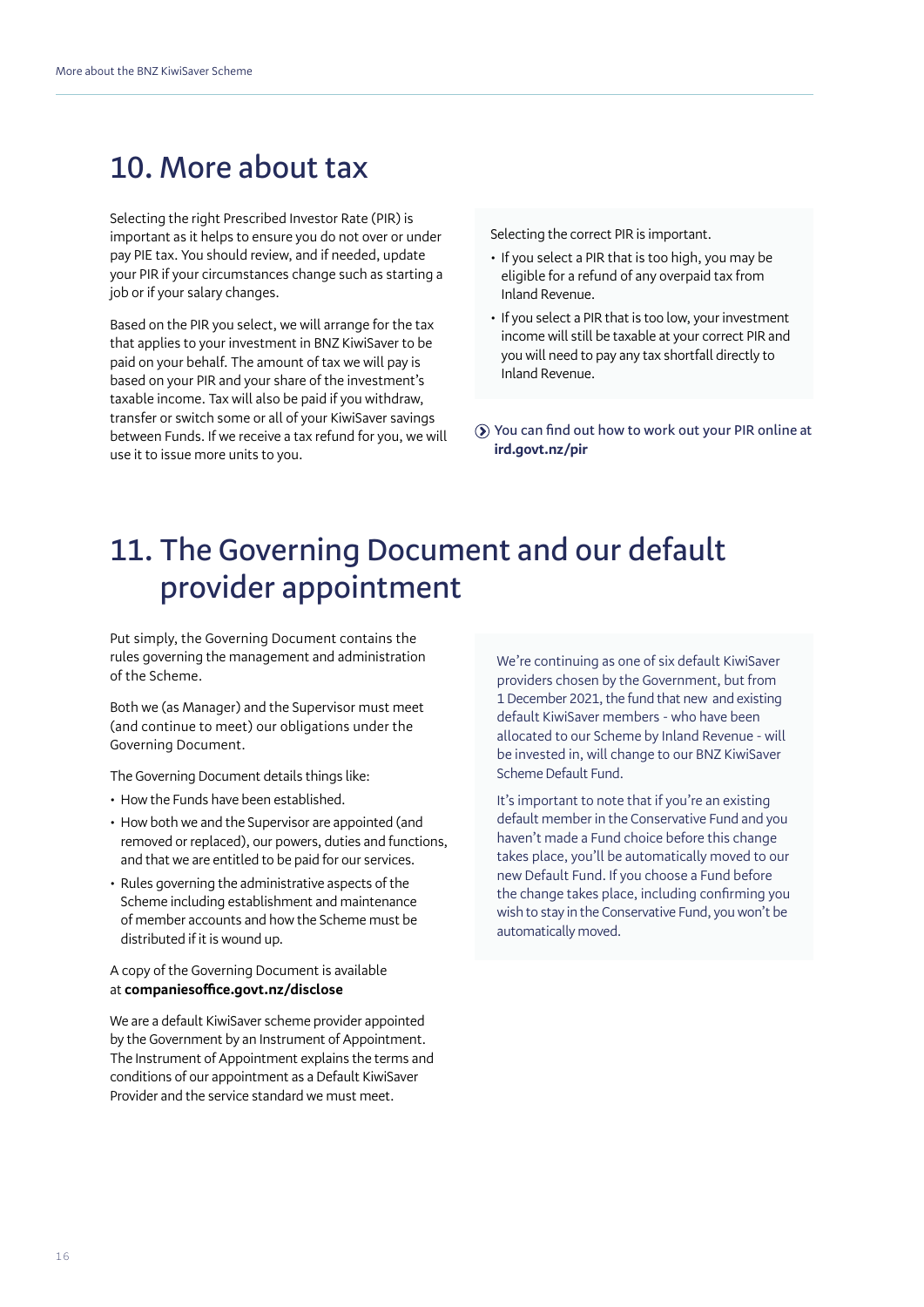## 10. More about tax

Selecting the right Prescribed Investor Rate (PIR) is important as it helps to ensure you do not over or under pay PIE tax. You should review, and if needed, update your PIR if your circumstances change such as starting a job or if your salary changes.

Based on the PIR you select, we will arrange for the tax that applies to your investment in BNZ KiwiSaver to be paid on your behalf. The amount of tax we will pay is based on your PIR and your share of the investment's taxable income. Tax will also be paid if you withdraw, transfer or switch some or all of your KiwiSaver savings between Funds. If we receive a tax refund for you, we will use it to issue more units to you.

Selecting the correct PIR is important.

- If you select a PIR that is too high, you may be eligible for a refund of any overpaid tax from Inland Revenue.
- If you select a PIR that is too low, your investment income will still be taxable at your correct PIR and you will need to pay any tax shortfall directly to Inland Revenue.

You can find out how to work out your PIR online at **ird.govt.nz/pir**

## 11. The Governing Document and our default provider appointment

Put simply, the Governing Document contains the rules governing the management and administration of the Scheme.

Both we (as Manager) and the Supervisor must meet (and continue to meet) our obligations under the Governing Document.

The Governing Document details things like:

- How the Funds have been established.
- How both we and the Supervisor are appointed (and removed or replaced), our powers, duties and functions, and that we are entitled to be paid for our services.
- Rules governing the administrative aspects of the Scheme including establishment and maintenance of member accounts and how the Scheme must be distributed if it is wound up.

A copy of the Governing Document is available at **companiesoffice.govt.nz/disclose**

We are a default KiwiSaver scheme provider appointed by the Government by an Instrument of Appointment. The Instrument of Appointment explains the terms and conditions of our appointment as a Default KiwiSaver Provider and the service standard we must meet.

We're continuing as one of six default KiwiSaver providers chosen by the Government, but from 1 December 2021, the fund that new and existing default KiwiSaver members - who have been allocated to our Scheme by Inland Revenue - will be invested in, will change to our BNZ KiwiSaver Scheme Default Fund.

It's important to note that if you're an existing default member in the Conservative Fund and you haven't made a Fund choice before this change takes place, you'll be automatically moved to our new Default Fund. If you choose a Fund before the change takes place, including confirming you wish to stay in the Conservative Fund, you won't be automatically moved.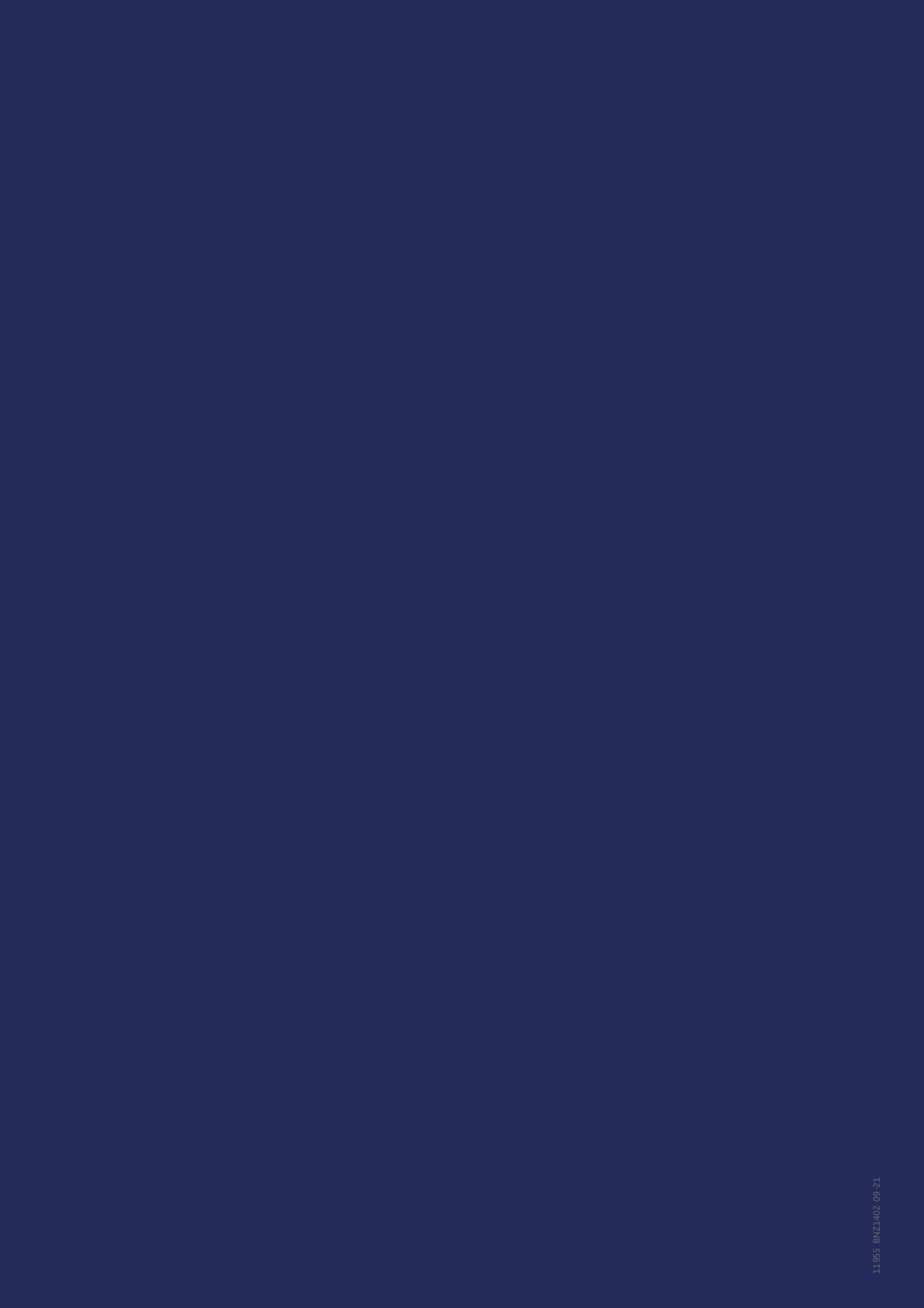11955 BNZ1402 09-21